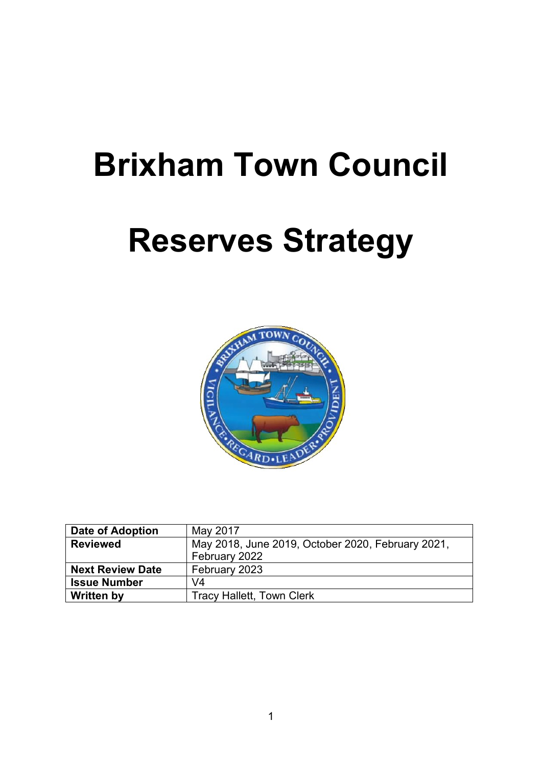# Brixham Town Council

# Reserves Strategy

| Date of Adoption | May 2017 |
|---|---|
| **Reviewed** | May 2018, June 2019, October 2020, February 2021, February 2022 |
| **Next Review Date** | February 2023 |
| **Issue Number** | V4 |
| **Written by** | Tracy Hallett, Town Clerk |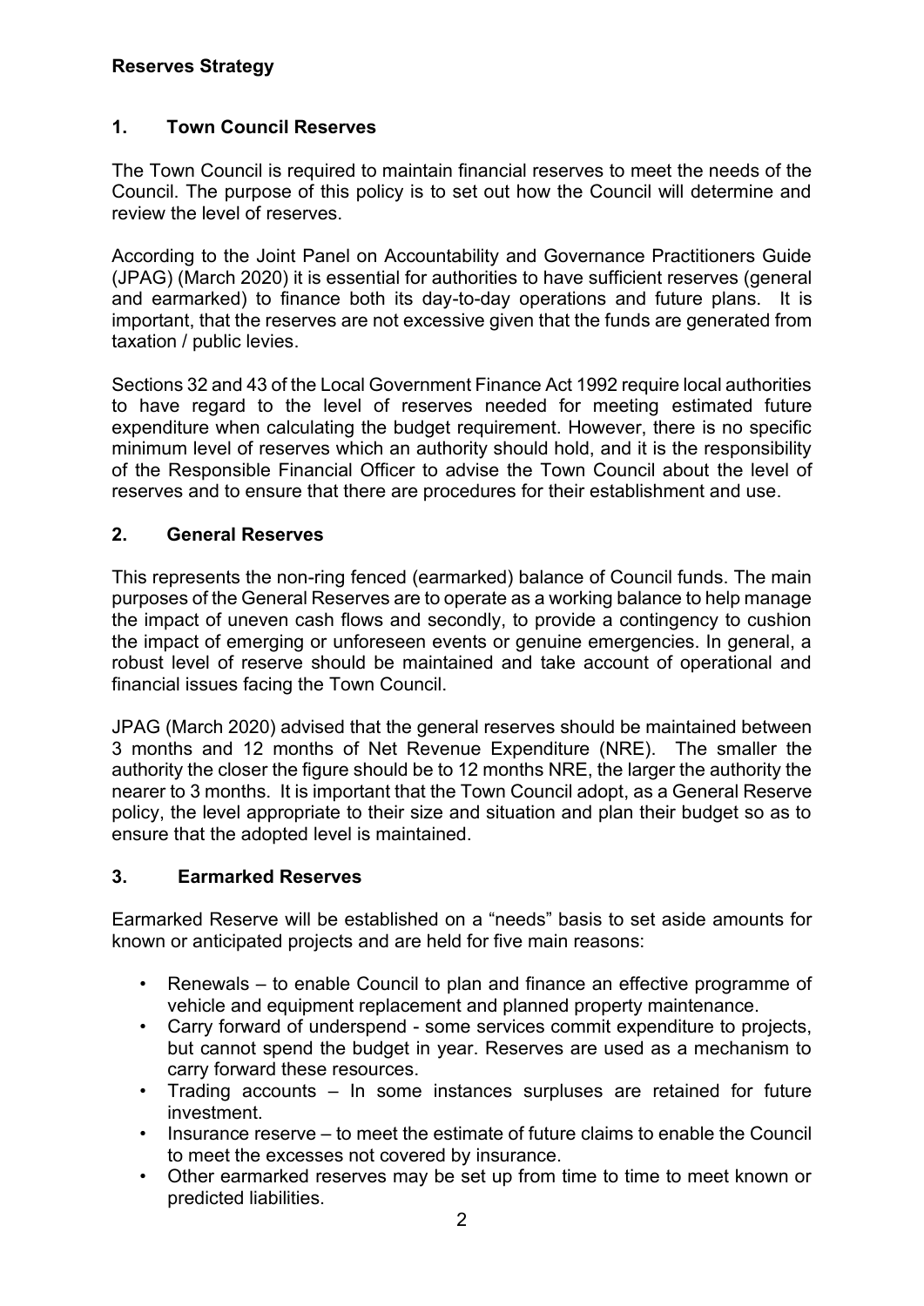**Reserves Strategy**

## 1. Town Council Reserves

The Town Council is required to maintain financial reserves to meet the needs of the Council. The purpose of this policy is to set out how the Council will determine and review the level of reserves.

According to the Joint Panel on Accountability and Governance Practitioners Guide (JPAG) (March 2020) it is essential for authorities to have sufficient reserves (general and earmarked) to finance both its day-to-day operations and future plans. It is important, that the reserves are not excessive given that the funds are generated from taxation / public levies.

Sections 32 and 43 of the Local Government Finance Act 1992 require local authorities to have regard to the level of reserves needed for meeting estimated future expenditure when calculating the budget requirement. However, there is no specific minimum level of reserves which an authority should hold, and it is the responsibility of the Responsible Financial Officer to advise the Town Council about the level of reserves and to ensure that there are procedures for their establishment and use.

## 2. General Reserves

This represents the non-ring fenced (earmarked) balance of Council funds. The main purposes of the General Reserves are to operate as a working balance to help manage the impact of uneven cash flows and secondly, to provide a contingency to cushion the impact of emerging or unforeseen events or genuine emergencies. In general, a robust level of reserve should be maintained and take account of operational and financial issues facing the Town Council.

JPAG (March 2020) advised that the general reserves should be maintained between 3 months and 12 months of Net Revenue Expenditure (NRE). The smaller the authority the closer the figure should be to 12 months NRE, the larger the authority the nearer to 3 months. It is important that the Town Council adopt, as a General Reserve policy, the level appropriate to their size and situation and plan their budget so as to ensure that the adopted level is maintained.

## 3. Earmarked Reserves

Earmarked Reserve will be established on a "needs" basis to set aside amounts for known or anticipated projects and are held for five main reasons:

- Renewals – to enable Council to plan and finance an effective programme of vehicle and equipment replacement and planned property maintenance.
- Carry forward of underspend - some services commit expenditure to projects, but cannot spend the budget in year. Reserves are used as a mechanism to carry forward these resources.
- Trading accounts – In some instances surpluses are retained for future investment.
- Insurance reserve – to meet the estimate of future claims to enable the Council to meet the excesses not covered by insurance.
- Other earmarked reserves may be set up from time to time to meet known or predicted liabilities.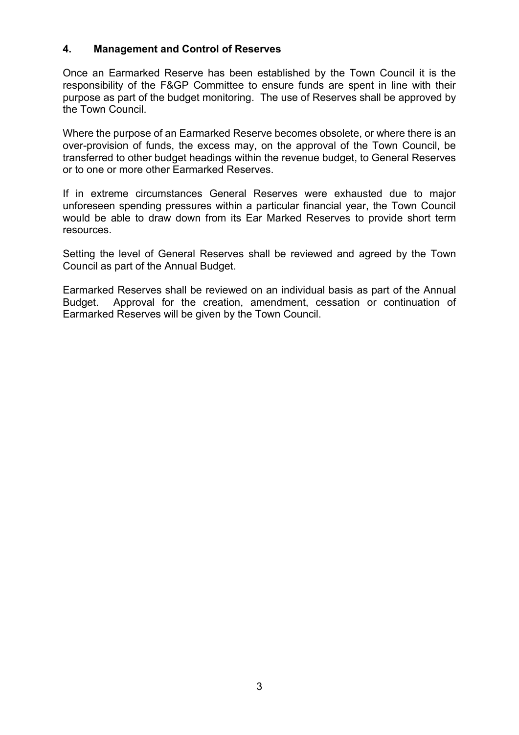## 4. Management and Control of Reserves

Once an Earmarked Reserve has been established by the Town Council it is the responsibility of the F&GP Committee to ensure funds are spent in line with their purpose as part of the budget monitoring. The use of Reserves shall be approved by the Town Council.

Where the purpose of an Earmarked Reserve becomes obsolete, or where there is an over-provision of funds, the excess may, on the approval of the Town Council, be transferred to other budget headings within the revenue budget, to General Reserves or to one or more other Earmarked Reserves.

If in extreme circumstances General Reserves were exhausted due to major unforeseen spending pressures within a particular financial year, the Town Council would be able to draw down from its Ear Marked Reserves to provide short term resources.

Setting the level of General Reserves shall be reviewed and agreed by the Town Council as part of the Annual Budget.

Earmarked Reserves shall be reviewed on an individual basis as part of the Annual Budget. Approval for the creation, amendment, cessation or continuation of Earmarked Reserves will be given by the Town Council.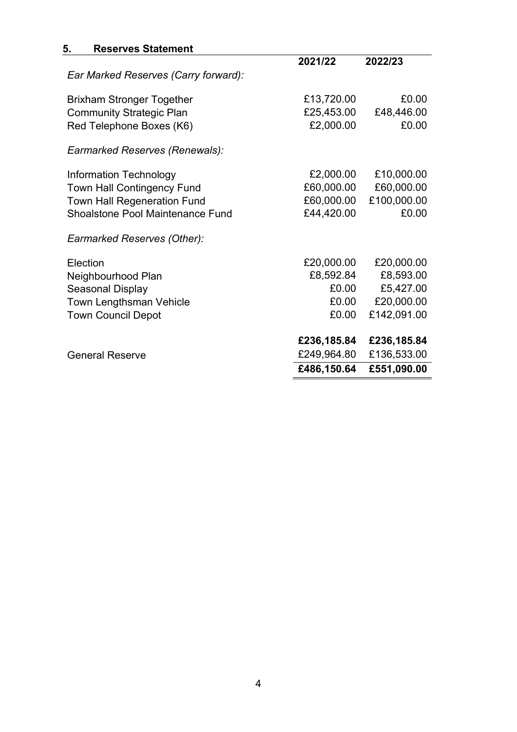## 5. Reserves Statement

| | 2021/22 | 2022/23 |
|---|---|---|
| *Ear Marked Reserves (Carry forward):* | | |
| Brixham Stronger Together | £13,720.00 | £0.00 |
| Community Strategic Plan | £25,453.00 | £48,446.00 |
| Red Telephone Boxes (K6) | £2,000.00 | £0.00 |
| *Earmarked Reserves (Renewals):* | | |
| Information Technology | £2,000.00 | £10,000.00 |
| Town Hall Contingency Fund | £60,000.00 | £60,000.00 |
| Town Hall Regeneration Fund | £60,000.00 | £100,000.00 |
| Shoalstone Pool Maintenance Fund | £44,420.00 | £0.00 |
| *Earmarked Reserves (Other):* | | |
| Election | £20,000.00 | £20,000.00 |
| Neighbourhood Plan | £8,592.84 | £8,593.00 |
| Seasonal Display | £0.00 | £5,427.00 |
| Town Lengthsman Vehicle | £0.00 | £20,000.00 |
| Town Council Depot | £0.00 | £142,091.00 |
| | **£236,185.84** | **£236,185.84** |
| General Reserve | £249,964.80 | £136,533.00 |
| | **£486,150.64** | **£551,090.00** |